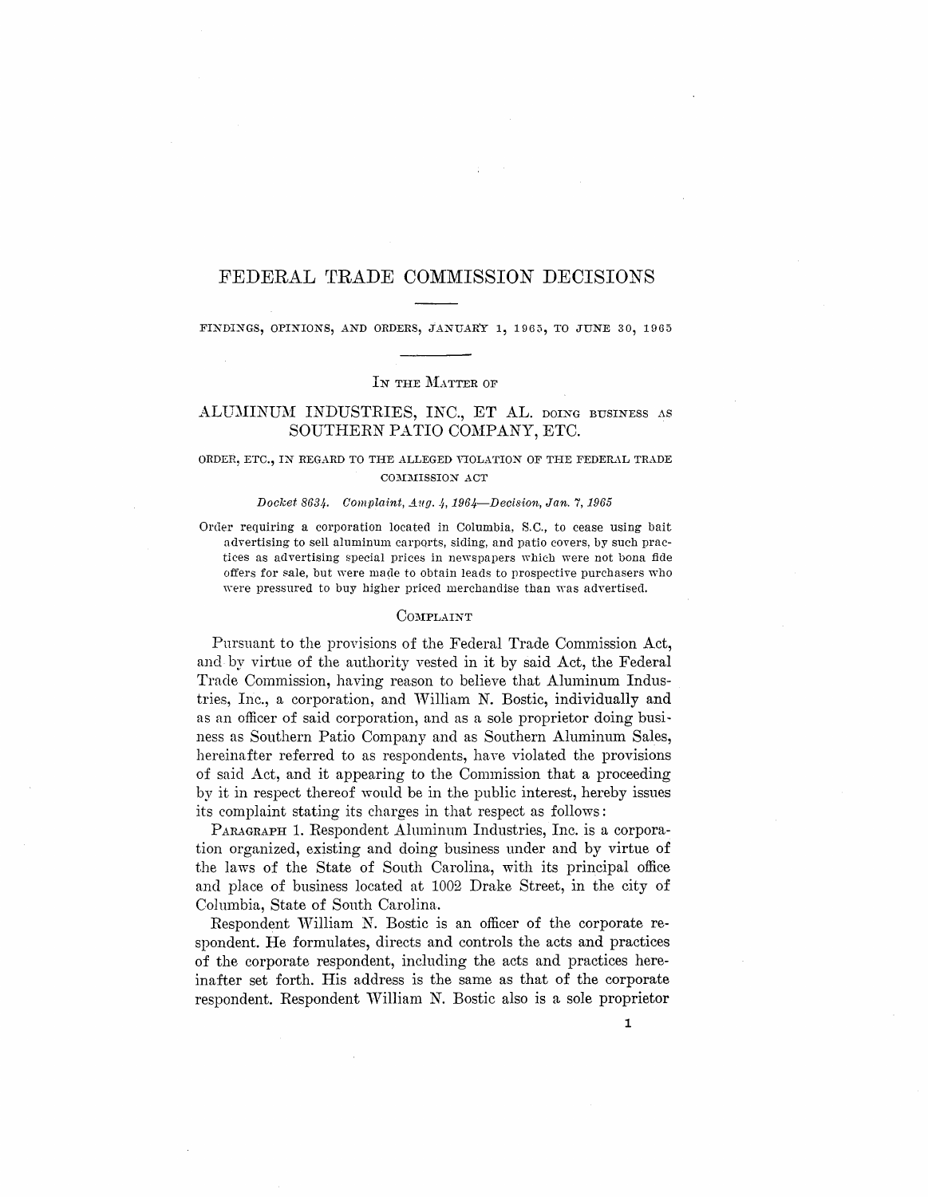# FEDERAL TRADE COMMISSION DECISIONS

FINDINGS, OPINIONS, AND ORDERS, JANUARY 1, 1965, TO JUNE 30, 1965

IN THE MATTER OF

## ALUMINUM INDUSTRIES, INC., ET AL. DOING BUSINESS AS SOUTHERN PATIO COMPANY, ETC.

ORDER, ETC., IN REGARD TO THE ALLEGED VIOLATION OF THE FEDERAL TRADE COMMISSION ACT

*Docket 8634. Complaint, Aug. 4, 1964—Decision, Jan. 7, 1965*

Order requiring a corporation located in Columbia, S.C., to cease using bait advertising to sell aluminum carports, siding, and patio covers, by such practices as advertising special prices in newspapers which were not bona fide offers for sale, but were made to obtain leads to prospective purchasers who were pressured to buy higher priced merchandise than was advertised.

### COMPLAINT

Pursuant to the provisions of the Federal Trade Commission Act, and by virtue of the authority vested in it by said Act, the Federal Trade Commission, having reason to believe that Aluminum Industries, Inc., a corporation, and William N. Bostic, individually and as an officer of said corporation, and as a sole proprietor doing business as Southern Patio Company and as Southern Aluminum Sales, hereinafter referred to as respondents, have violated the provisions of said Act, and it appearing to the Commission that a proceeding by it in respect thereof would be in the public interest, hereby issues its complaint stating its charges in that respect as follows:

PARAGRAPH 1. Respondent Aluminum Industries, Inc. is a corporation organized, existing and doing business under and by virtue of the laws of the State of South Carolina, with its principal office and place of business located at 1002 Drake Street, in the city of Columbia, State of South Carolina.

Respondent William N. Bostic is an officer of the corporate respondent. He formulates, directs and controls the acts and practices of the corporate respondent, including the acts and practices hereinafter set forth. His address is the same as that of the corporate respondent. Respondent William N. Bostic also is a sole proprietor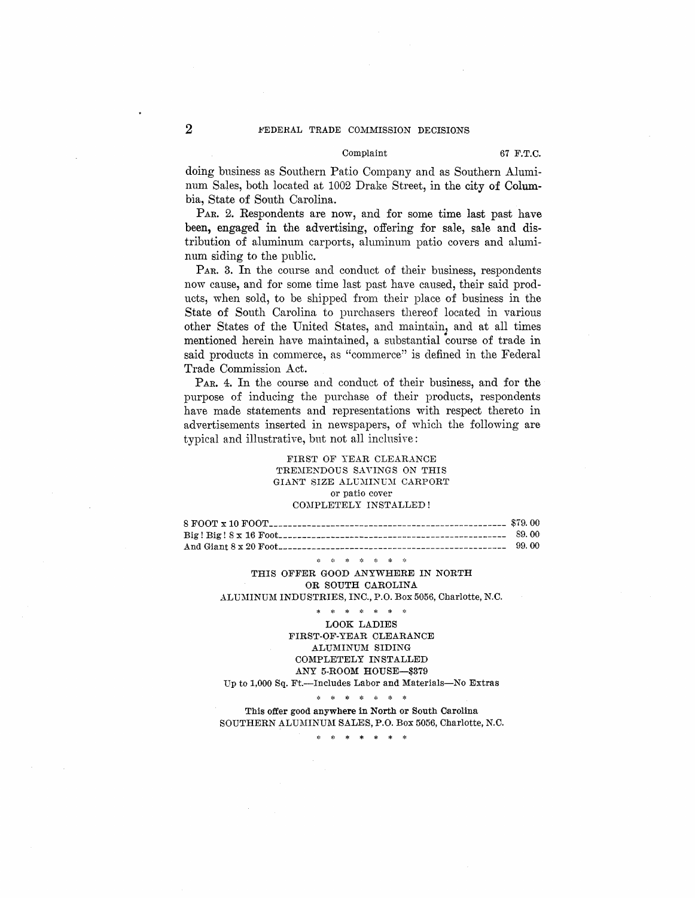doing business as Southern Patio Company and as Southern Aluminum Sales, both located at 1002 Drake Street, in the city of Columbia, State of South Carolina.

PAR. 2. Respondents are now, and for some time last past have been, engaged in the advertising, offering for sale, sale and distribution of aluminum carports, aluminum patio covers and aluminum siding to the public.

PAR. 3. In the course and conduct of their business, respondents now cause, and for some time last past have caused, their said products, when sold, to be shipped from their place of business in the State of South Carolina to purchasers thereof located in various other States of the United States, and maintain, and at all times mentioned herein have maintained, a substantial course of trade in said products in commerce, as "commerce" is defined in the Federal Trade Commission Act.

PAR. 4. In the course and conduct of their business, and for the purpose of inducing the purchase of their products, respondents have made statements and representations with respect thereto in advertisements inserted in newspapers, of which the following are typical and illustrative, but not all inclusive:

FIRST OF YEAR CLEARANCE
TREMENDOUS SAVINGS ON THIS
GIANT SIZE ALUMINUM CARPORT
or patio cover
COMPLETELY INSTALLED!

| | |
|---|---|
| 8 FOOT x 10 FOOT | $79.00 |
| Big! Big! 8 x 16 Foot | 89.00 |
| And Giant 8 x 20 Foot | 99.00 |

\* \* \* \* \* \* \*

THIS OFFER GOOD ANYWHERE IN NORTH
OR SOUTH CAROLINA
ALUMINUM INDUSTRIES, INC., P.O. Box 5056, Charlotte, N.C.

\* \* \* \* \* \* \*

LOOK LADIES
FIRST-OF-YEAR CLEARANCE
ALUMINUM SIDING
COMPLETELY INSTALLED
ANY 5-ROOM HOUSE—$379
Up to 1,000 Sq. Ft.—Includes Labor and Materials—No Extras

\* \* \* \* \* \* \*

**This offer good anywhere in North or South Carolina**
SOUTHERN ALUMINUM SALES, P.O. Box 5056, Charlotte, N.C.

\* \* \* \* \* \* \*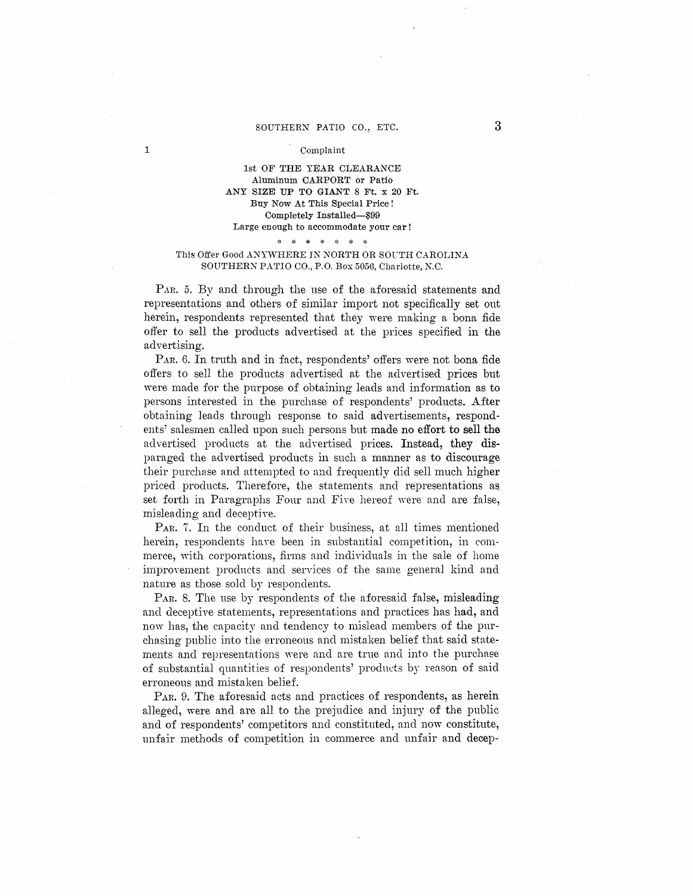Complaint

1st OF THE YEAR CLEARANCE
Aluminum CARPORT or Patio
ANY SIZE UP TO GIANT 8 Ft. x 20 Ft.
Buy Now At This Special Price!
Completely Installed—$99
Large enough to accommodate your car!

\* \* \* \* \* \* \*

This Offer Good ANYWHERE IN NORTH OR SOUTH CAROLINA
SOUTHERN PATIO CO., P.O. Box 5056, Charlotte, N.C.

PAR. 5. By and through the use of the aforesaid statements and representations and others of similar import not specifically set out herein, respondents represented that they were making a bona fide offer to sell the products advertised at the prices specified in the advertising.

PAR. 6. In truth and in fact, respondents' offers were not bona fide offers to sell the products advertised at the advertised prices but were made for the purpose of obtaining leads and information as to persons interested in the purchase of respondents' products. After obtaining leads through response to said advertisements, respondents' salesmen called upon such persons but made no effort to sell the advertised products at the advertised prices. Instead, they disparaged the advertised products in such a manner as to discourage their purchase and attempted to and frequently did sell much higher priced products. Therefore, the statements and representations as set forth in Paragraphs Four and Five hereof were and are false, misleading and deceptive.

PAR. 7. In the conduct of their business, at all times mentioned herein, respondents have been in substantial competition, in commerce, with corporations, firms and individuals in the sale of home improvement products and services of the same general kind and nature as those sold by respondents.

PAR. 8. The use by respondents of the aforesaid false, misleading and deceptive statements, representations and practices has had, and now has, the capacity and tendency to mislead members of the purchasing public into the erroneous and mistaken belief that said statements and representations were and are true and into the purchase of substantial quantities of respondents' products by reason of said erroneous and mistaken belief.

PAR. 9. The aforesaid acts and practices of respondents, as herein alleged, were and are all to the prejudice and injury of the public and of respondents' competitors and constituted, and now constitute, unfair methods of competition in commerce and unfair and decep-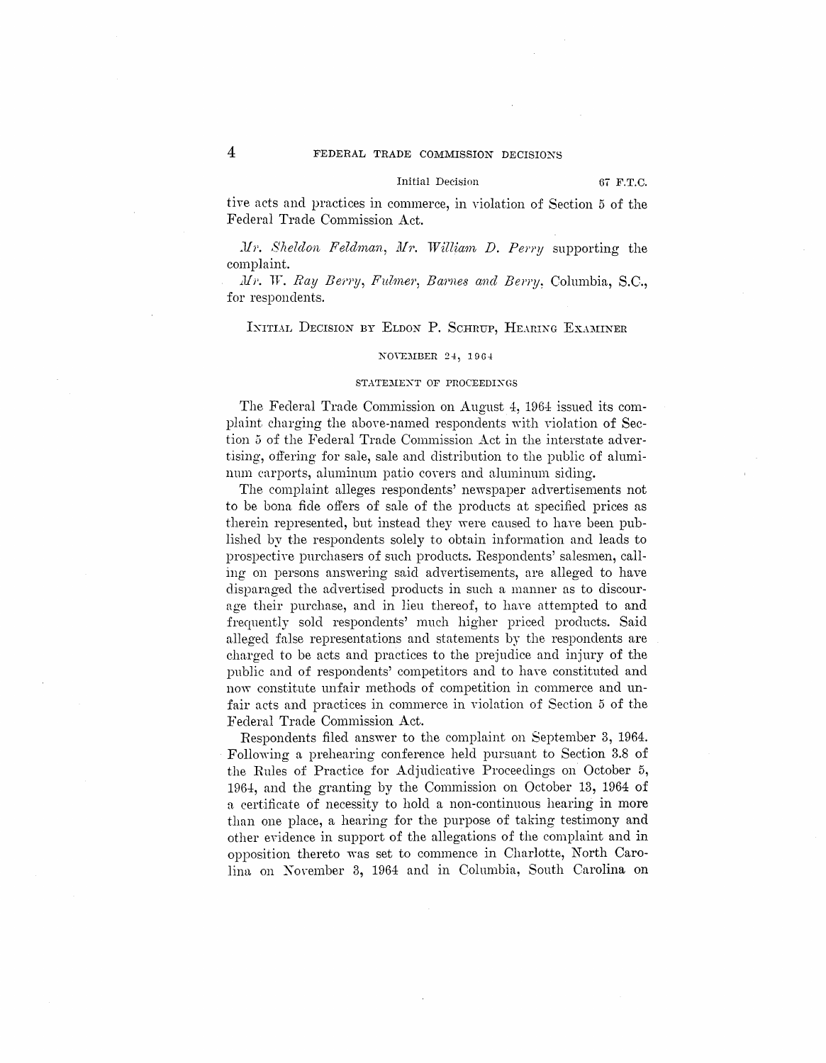tive acts and practices in commerce, in violation of Section 5 of the Federal Trade Commission Act.

*Mr. Sheldon Feldman, Mr. William D. Perry* supporting the complaint.

*Mr. W. Ray Berry, Fulmer, Barnes and Berry*, Columbia, S.C., for respondents.

## INITIAL DECISION BY ELDON P. SCHRUP, HEARING EXAMINER

NOVEMBER 24, 1964

### STATEMENT OF PROCEEDINGS

The Federal Trade Commission on August 4, 1964 issued its complaint charging the above-named respondents with violation of Section 5 of the Federal Trade Commission Act in the interstate advertising, offering for sale, sale and distribution to the public of aluminum carports, aluminum patio covers and aluminum siding.

The complaint alleges respondents' newspaper advertisements not to be bona fide offers of sale of the products at specified prices as therein represented, but instead they were caused to have been published by the respondents solely to obtain information and leads to prospective purchasers of such products. Respondents' salesmen, calling on persons answering said advertisements, are alleged to have disparaged the advertised products in such a manner as to discourage their purchase, and in lieu thereof, to have attempted to and frequently sold respondents' much higher priced products. Said alleged false representations and statements by the respondents are charged to be acts and practices to the prejudice and injury of the public and of respondents' competitors and to have constituted and now constitute unfair methods of competition in commerce and unfair acts and practices in commerce in violation of Section 5 of the Federal Trade Commission Act.

Respondents filed answer to the complaint on September 3, 1964. Following a prehearing conference held pursuant to Section 3.8 of the Rules of Practice for Adjudicative Proceedings on October 5, 1964, and the granting by the Commission on October 13, 1964 of a certificate of necessity to hold a non-continuous hearing in more than one place, a hearing for the purpose of taking testimony and other evidence in support of the allegations of the complaint and in opposition thereto was set to commence in Charlotte, North Carolina on November 3, 1964 and in Columbia, South Carolina on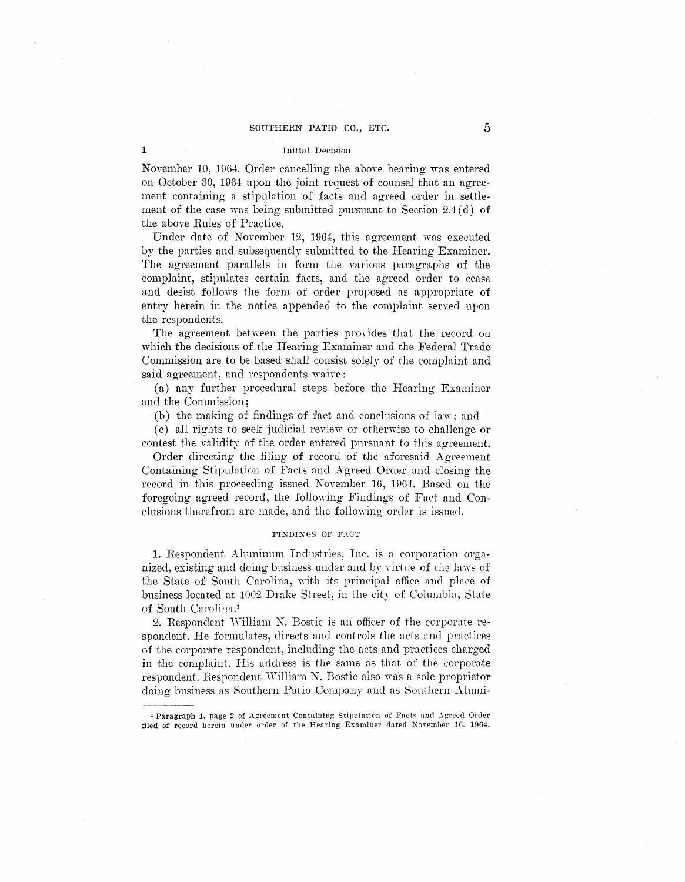November 10, 1964. Order cancelling the above hearing was entered on October 30, 1964 upon the joint request of counsel that an agreement containing a stipulation of facts and agreed order in settlement of the case was being submitted pursuant to Section 2.4(d) of the above Rules of Practice.

Under date of November 12, 1964, this agreement was executed by the parties and subsequently submitted to the Hearing Examiner. The agreement parallels in form the various paragraphs of the complaint, stipulates certain facts, and the agreed order to cease and desist follows the form of order proposed as appropriate of entry herein in the notice appended to the complaint served upon the respondents.

The agreement between the parties provides that the record on which the decisions of the Hearing Examiner and the Federal Trade Commission are to be based shall consist solely of the complaint and said agreement, and respondents waive:

(a) any further procedural steps before the Hearing Examiner and the Commission;

(b) the making of findings of fact and conclusions of law; and

(c) all rights to seek judicial review or otherwise to challenge or contest the validity of the order entered pursuant to this agreement.

Order directing the filing of record of the aforesaid Agreement Containing Stipulation of Facts and Agreed Order and closing the record in this proceeding issued November 16, 1964. Based on the foregoing agreed record, the following Findings of Fact and Conclusions therefrom are made, and the following order is issued.

## FINDINGS OF FACT

1. Respondent Aluminum Industries, Inc. is a corporation organized, existing and doing business under and by virtue of the laws of the State of South Carolina, with its principal office and place of business located at 1002 Drake Street, in the city of Columbia, State of South Carolina.[1]

2. Respondent William N. Bostic is an officer of the corporate respondent. He formulates, directs and controls the acts and practices of the corporate respondent, including the acts and practices charged in the complaint. His address is the same as that of the corporate respondent. Respondent William N. Bostic also was a sole proprietor doing business as Southern Patio Company and as Southern Alumi-

---

[1] Paragraph 1, page 2 of Agreement Containing Stipulation of Facts and Agreed Order filed of record herein under order of the Hearing Examiner dated November 16, 1964.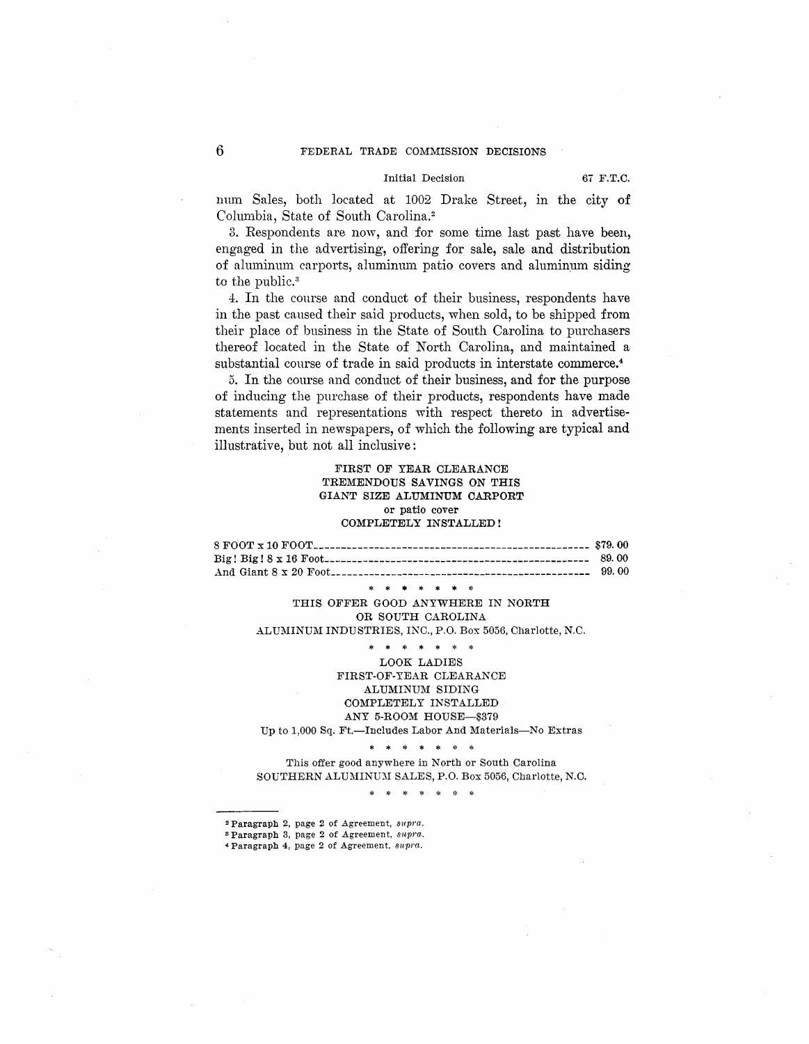num Sales, both located at 1002 Drake Street, in the city of Columbia, State of South Carolina.[2]

3. Respondents are now, and for some time last past have been, engaged in the advertising, offering for sale, sale and distribution of aluminum carports, aluminum patio covers and aluminum siding to the public.[3]

4. In the course and conduct of their business, respondents have in the past caused their said products, when sold, to be shipped from their place of business in the State of South Carolina to purchasers thereof located in the State of North Carolina, and maintained a substantial course of trade in said products in interstate commerce.[4]

5. In the course and conduct of their business, and for the purpose of inducing the purchase of their products, respondents have made statements and representations with respect thereto in advertisements inserted in newspapers, of which the following are typical and illustrative, but not all inclusive:

FIRST OF YEAR CLEARANCE
TREMENDOUS SAVINGS ON THIS
GIANT SIZE ALUMINUM CARPORT
or patio cover
COMPLETELY INSTALLED!

| | |
|---|---|
| 8 FOOT x 10 FOOT | $79.00 |
| Big! Big! 8 x 16 Foot | 89.00 |
| And Giant 8 x 20 Foot | 99.00 |

\* \* \* \* \* \* \*

THIS OFFER GOOD ANYWHERE IN NORTH
OR SOUTH CAROLINA
ALUMINUM INDUSTRIES, INC., P.O. Box 5056, Charlotte, N.C.

\* \* \* \* \* \* \*

LOOK LADIES
FIRST-OF-YEAR CLEARANCE
ALUMINUM SIDING
COMPLETELY INSTALLED
ANY 5-ROOM HOUSE—$379
Up to 1,000 Sq. Ft.—Includes Labor And Materials—No Extras

\* \* \* \* \* \* \*

This offer good anywhere in North or South Carolina
SOUTHERN ALUMINUM SALES, P.O. Box 5056, Charlotte, N.C.

\* \* \* \* \* \* \*

---

[2] Paragraph 2, page 2 of Agreement, *supra*.
[3] Paragraph 3, page 2 of Agreement, *supra*.
[4] Paragraph 4, page 2 of Agreement, *supra*.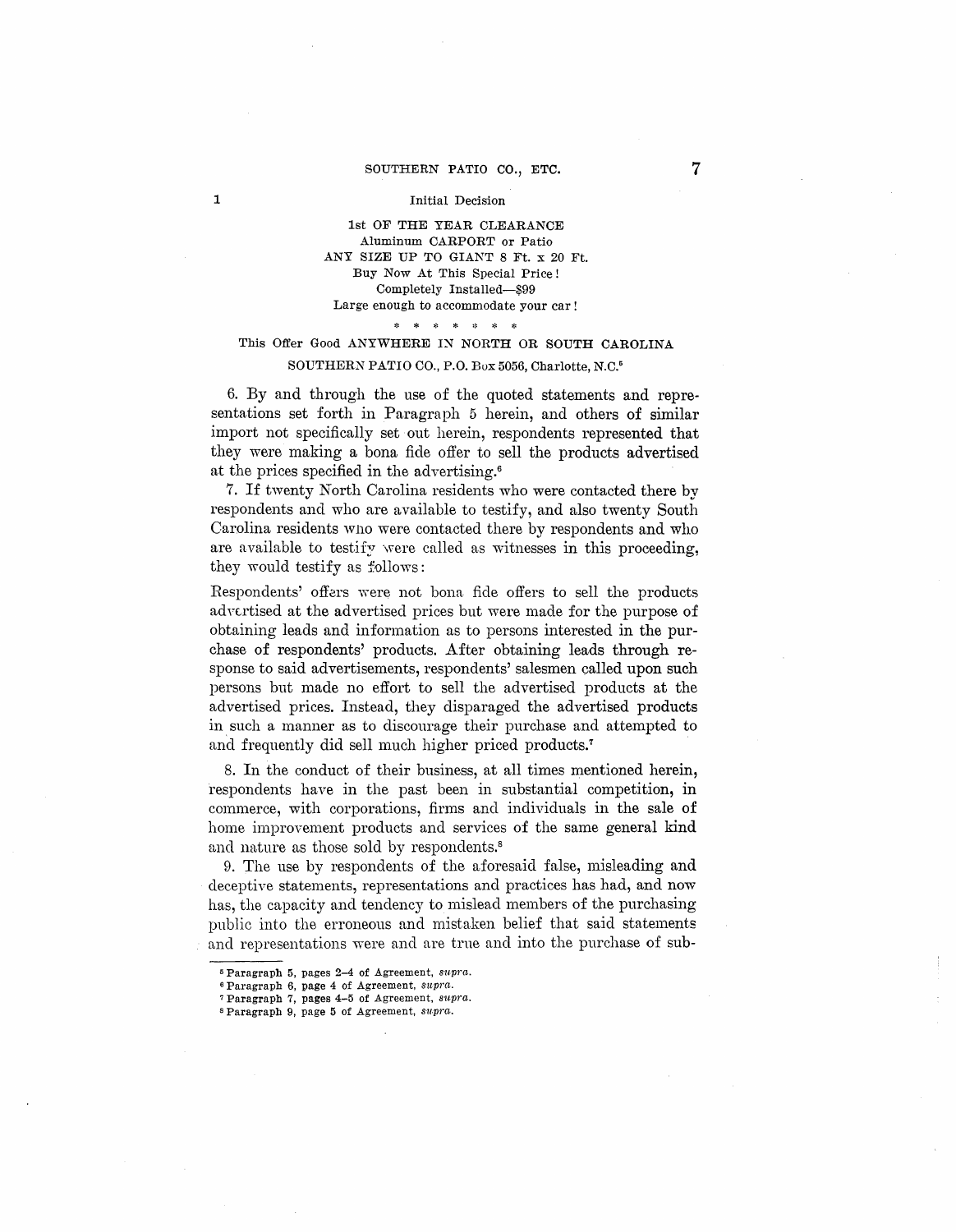Initial Decision

1st OF THE YEAR CLEARANCE
Aluminum CARPORT or Patio
ANY SIZE UP TO GIANT 8 Ft. x 20 Ft.
Buy Now At This Special Price!
Completely Installed—$99
Large enough to accommodate your car!

\* \* \* \* \* \* \*

This Offer Good ANYWHERE IN NORTH OR SOUTH CAROLINA

SOUTHERN PATIO CO., P.O. Box 5056, Charlotte, N.C.[5]

6. By and through the use of the quoted statements and representations set forth in Paragraph 5 herein, and others of similar import not specifically set out herein, respondents represented that they were making a bona fide offer to sell the products advertised at the prices specified in the advertising.[6]

7. If twenty North Carolina residents who were contacted there by respondents and who are available to testify, and also twenty South Carolina residents who were contacted there by respondents and who are available to testify were called as witnesses in this proceeding, they would testify as follows:

Respondents' offers were not bona fide offers to sell the products advertised at the advertised prices but were made for the purpose of obtaining leads and information as to persons interested in the purchase of respondents' products. After obtaining leads through response to said advertisements, respondents' salesmen called upon such persons but made no effort to sell the advertised products at the advertised prices. Instead, they disparaged the advertised products in such a manner as to discourage their purchase and attempted to and frequently did sell much higher priced products.[7]

8. In the conduct of their business, at all times mentioned herein, respondents have in the past been in substantial competition, in commerce, with corporations, firms and individuals in the sale of home improvement products and services of the same general kind and nature as those sold by respondents.[8]

9. The use by respondents of the aforesaid false, misleading and deceptive statements, representations and practices has had, and now has, the capacity and tendency to mislead members of the purchasing public into the erroneous and mistaken belief that said statements and representations were and are true and into the purchase of sub-

---

[5] Paragraph 5, pages 2–4 of Agreement, *supra*.

[6] Paragraph 6, page 4 of Agreement, *supra*.

[7] Paragraph 7, pages 4–5 of Agreement, *supra*.

[8] Paragraph 9, page 5 of Agreement, *supra*.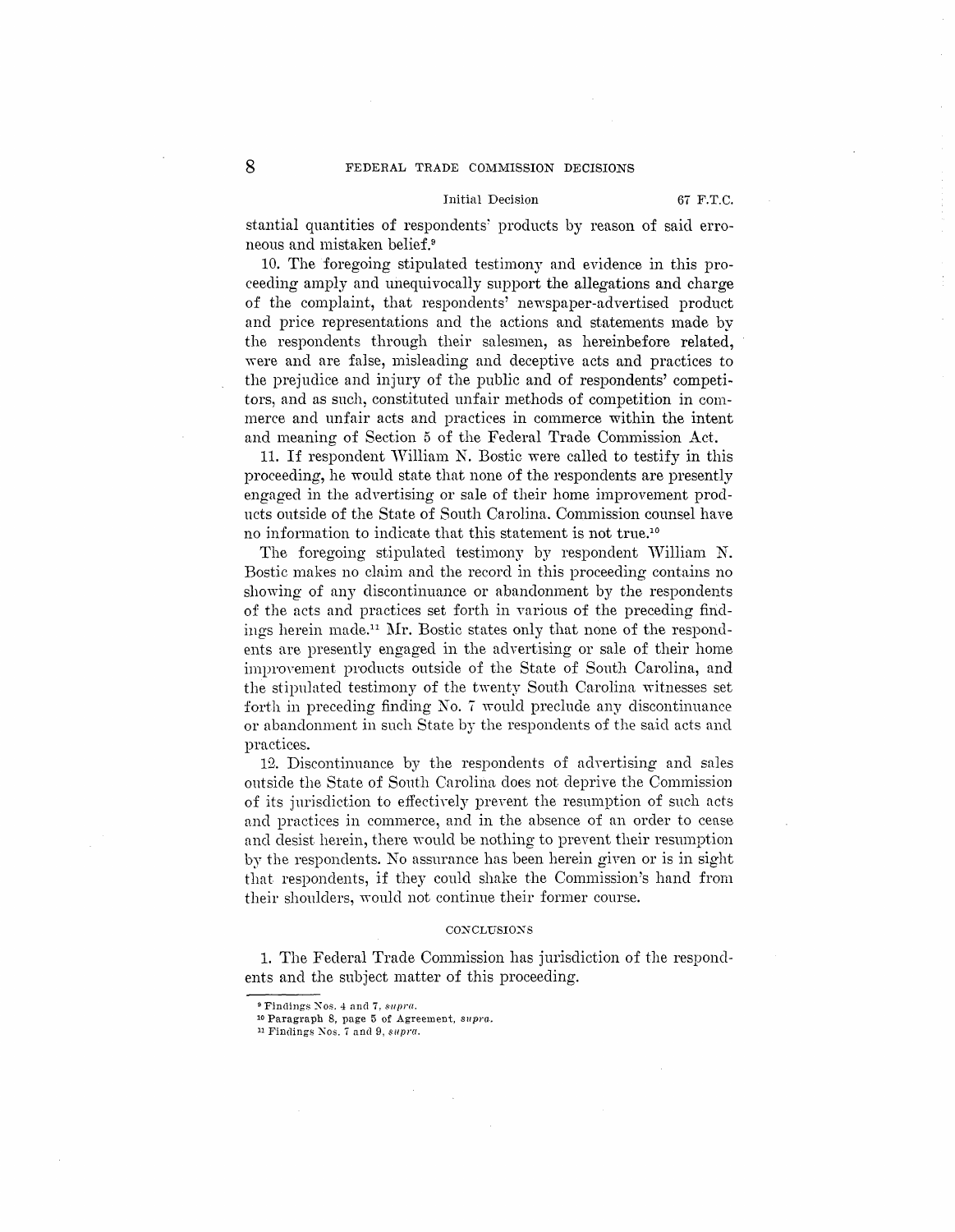stantial quantities of respondents' products by reason of said erroneous and mistaken belief.[9]

10. The foregoing stipulated testimony and evidence in this proceeding amply and unequivocally support the allegations and charge of the complaint, that respondents' newspaper-advertised product and price representations and the actions and statements made by the respondents through their salesmen, as hereinbefore related, were and are false, misleading and deceptive acts and practices to the prejudice and injury of the public and of respondents' competitors, and as such, constituted unfair methods of competition in commerce and unfair acts and practices in commerce within the intent and meaning of Section 5 of the Federal Trade Commission Act.

11. If respondent William N. Bostic were called to testify in this proceeding, he would state that none of the respondents are presently engaged in the advertising or sale of their home improvement products outside of the State of South Carolina. Commission counsel have no information to indicate that this statement is not true.[10]

The foregoing stipulated testimony by respondent William N. Bostic makes no claim and the record in this proceeding contains no showing of any discontinuance or abandonment by the respondents of the acts and practices set forth in various of the preceding findings herein made.[11] Mr. Bostic states only that none of the respondents are presently engaged in the advertising or sale of their home improvement products outside of the State of South Carolina, and the stipulated testimony of the twenty South Carolina witnesses set forth in preceding finding No. 7 would preclude any discontinuance or abandonment in such State by the respondents of the said acts and practices.

12. Discontinuance by the respondents of advertising and sales outside the State of South Carolina does not deprive the Commission of its jurisdiction to effectively prevent the resumption of such acts and practices in commerce, and in the absence of an order to cease and desist herein, there would be nothing to prevent their resumption by the respondents. No assurance has been herein given or is in sight that respondents, if they could shake the Commission's hand from their shoulders, would not continue their former course.

## CONCLUSIONS

1. The Federal Trade Commission has jurisdiction of the respondents and the subject matter of this proceeding.

---

[9] Findings Nos. 4 and 7, *supra*.

[10] Paragraph 8, page 5 of Agreement, *supra*.

[11] Findings Nos. 7 and 9, *supra*.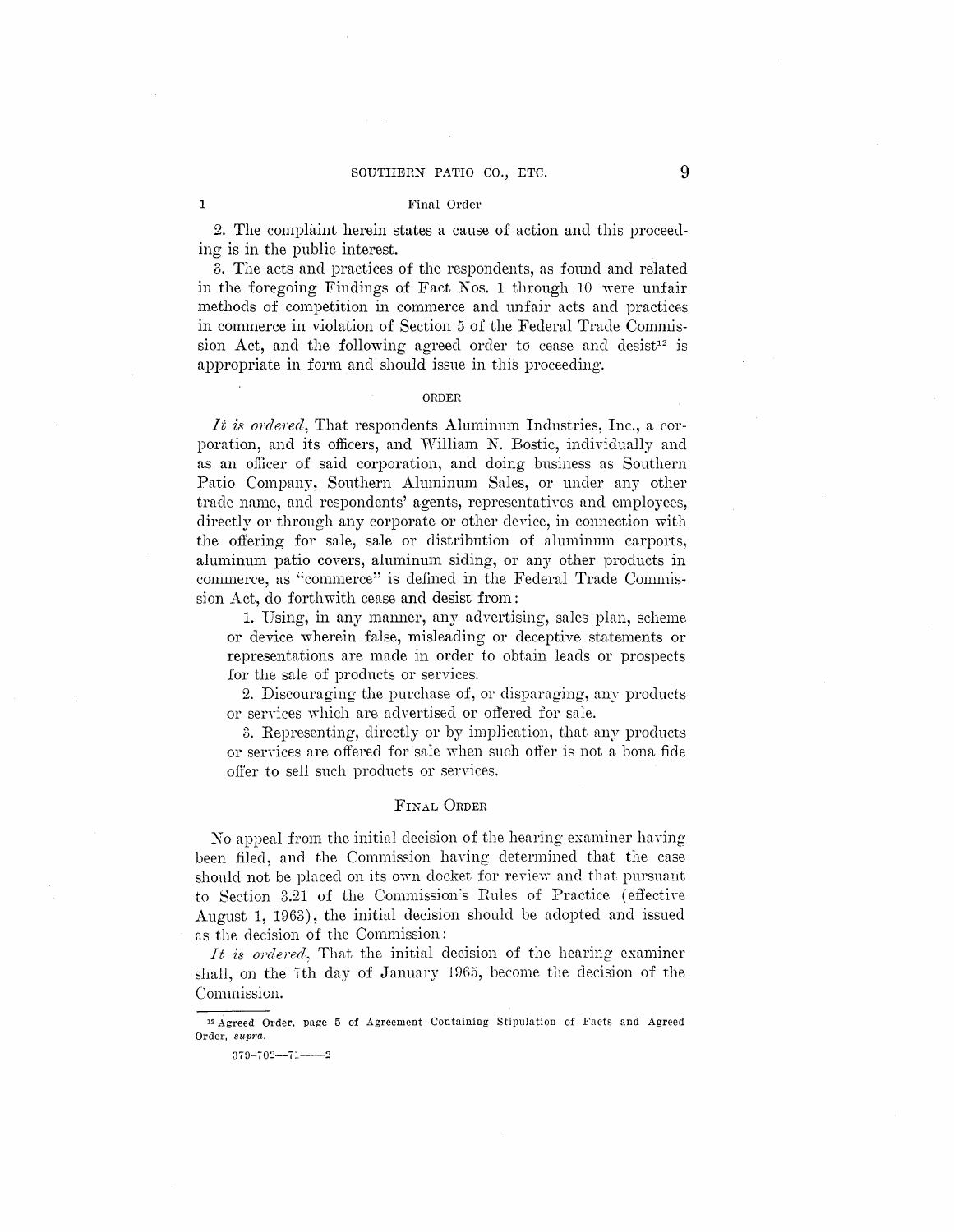2. The complaint herein states a cause of action and this proceeding is in the public interest.

3. The acts and practices of the respondents, as found and related in the foregoing Findings of Fact Nos. 1 through 10 were unfair methods of competition in commerce and unfair acts and practices in commerce in violation of Section 5 of the Federal Trade Commission Act, and the following agreed order to cease and desist[12] is appropriate in form and should issue in this proceeding.

## ORDER

*It is ordered*, That respondents Aluminum Industries, Inc., a corporation, and its officers, and William N. Bostic, individually and as an officer of said corporation, and doing business as Southern Patio Company, Southern Aluminum Sales, or under any other trade name, and respondents' agents, representatives and employees, directly or through any corporate or other device, in connection with the offering for sale, sale or distribution of aluminum carports, aluminum patio covers, aluminum siding, or any other products in commerce, as "commerce" is defined in the Federal Trade Commission Act, do forthwith cease and desist from:

1. Using, in any manner, any advertising, sales plan, scheme or device wherein false, misleading or deceptive statements or representations are made in order to obtain leads or prospects for the sale of products or services.

2. Discouraging the purchase of, or disparaging, any products or services which are advertised or offered for sale.

3. Representing, directly or by implication, that any products or services are offered for sale when such offer is not a bona fide offer to sell such products or services.

## FINAL ORDER

No appeal from the initial decision of the hearing examiner having been filed, and the Commission having determined that the case should not be placed on its own docket for review and that pursuant to Section 3.21 of the Commission's Rules of Practice (effective August 1, 1963), the initial decision should be adopted and issued as the decision of the Commission:

*It is ordered*, That the initial decision of the hearing examiner shall, on the 7th day of January 1965, become the decision of the Commission.

[12] Agreed Order, page 5 of Agreement Containing Stipulation of Facts and Agreed Order, *supra*.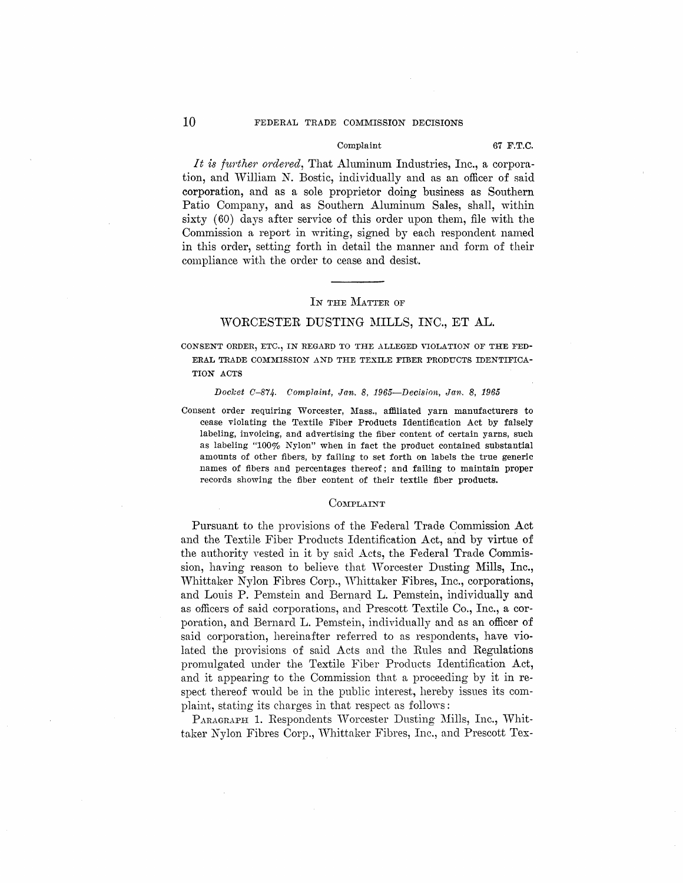*It is further ordered*, That Aluminum Industries, Inc., a corporation, and William N. Bostic, individually and as an officer of said corporation, and as a sole proprietor doing business as Southern Patio Company, and as Southern Aluminum Sales, shall, within sixty (60) days after service of this order upon them, file with the Commission a report in writing, signed by each respondent named in this order, setting forth in detail the manner and form of their compliance with the order to cease and desist.

---

IN THE MATTER OF

## WORCESTER DUSTING MILLS, INC., ET AL.

CONSENT ORDER, ETC., IN REGARD TO THE ALLEGED VIOLATION OF THE FEDERAL TRADE COMMISSION AND THE TEXTILE FIBER PRODUCTS IDENTIFICATION ACTS

*Docket C-874. Complaint, Jan. 8, 1965—Decision, Jan. 8, 1965*

Consent order requiring Worcester, Mass., affiliated yarn manufacturers to cease violating the Textile Fiber Products Identification Act by falsely labeling, invoicing, and advertising the fiber content of certain yarns, such as labeling "100% Nylon" when in fact the product contained substantial amounts of other fibers, by failing to set forth on labels the true generic names of fibers and percentages thereof; and failing to maintain proper records showing the fiber content of their textile fiber products.

### COMPLAINT

Pursuant to the provisions of the Federal Trade Commission Act and the Textile Fiber Products Identification Act, and by virtue of the authority vested in it by said Acts, the Federal Trade Commission, having reason to believe that Worcester Dusting Mills, Inc., Whittaker Nylon Fibres Corp., Whittaker Fibres, Inc., corporations, and Louis P. Pemstein and Bernard L. Pemstein, individually and as officers of said corporations, and Prescott Textile Co., Inc., a corporation, and Bernard L. Pemstein, individually and as an officer of said corporation, hereinafter referred to as respondents, have violated the provisions of said Acts and the Rules and Regulations promulgated under the Textile Fiber Products Identification Act, and it appearing to the Commission that a proceeding by it in respect thereof would be in the public interest, hereby issues its complaint, stating its charges in that respect as follows:

PARAGRAPH 1. Respondents Worcester Dusting Mills, Inc., Whittaker Nylon Fibres Corp., Whittaker Fibres, Inc., and Prescott Tex-